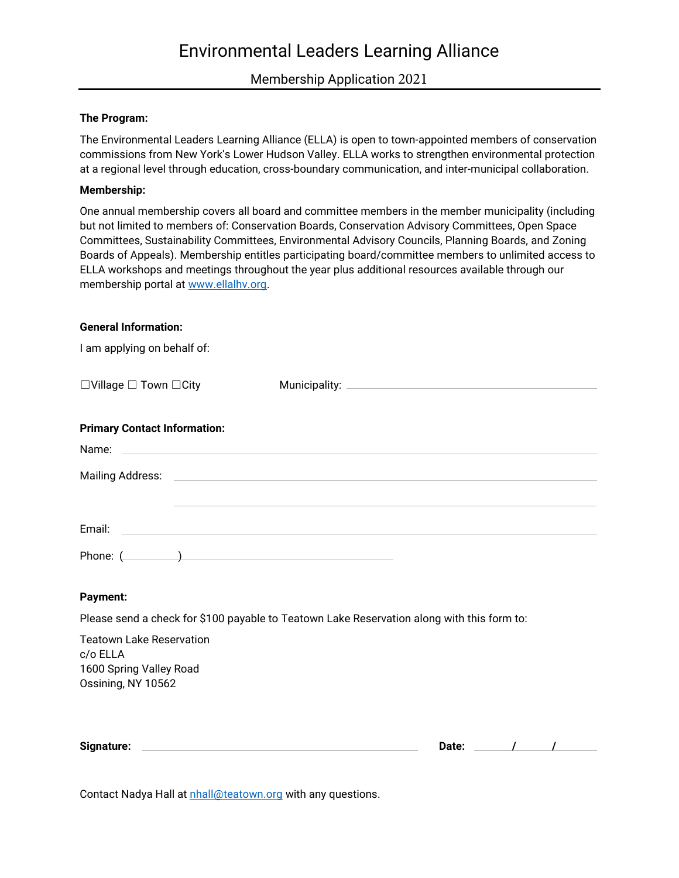# Environmental Leaders Learning Alliance

## Membership Application 2021

**The Program:**

The Environmental Leaders Learning Alliance (ELLA) is open to town-appointed members of conservation commissions from New York's Lower Hudson Valley. ELLA works to strengthen environmental protection at a regional level through education, cross-boundary communication, and inter-municipal collaboration.

**Membership:**

One annual membership covers all board and committee members in the member municipality (including but not limited to members of: Conservation Boards, Conservation Advisory Committees, Open Space Committees, Sustainability Committees, Environmental Advisory Councils, Planning Boards, and Zoning Boards of Appeals). Membership entitles participating board/committee members to unlimited access to ELLA workshops and meetings throughout the year plus additional resources available through our membership portal at www.ellalhv.org.

**General Information:**

I am applying on behalf of:

☐Village ☐ Town ☐City Municipality: ______________________________

**Primary Contact Information:**

Name: ______________________________

Mailing Address: ______________________________

______________________________

Email: ______________________________

Phone: (________) ______________________________

**Payment:**

Please send a check for $100 payable to Teatown Lake Reservation along with this form to:

Teatown Lake Reservation
c/o ELLA
1600 Spring Valley Road
Ossining, NY 10562

**Signature:** ______________________________ **Date:** _____/_____/_____

Contact Nadya Hall at nhall@teatown.org with any questions.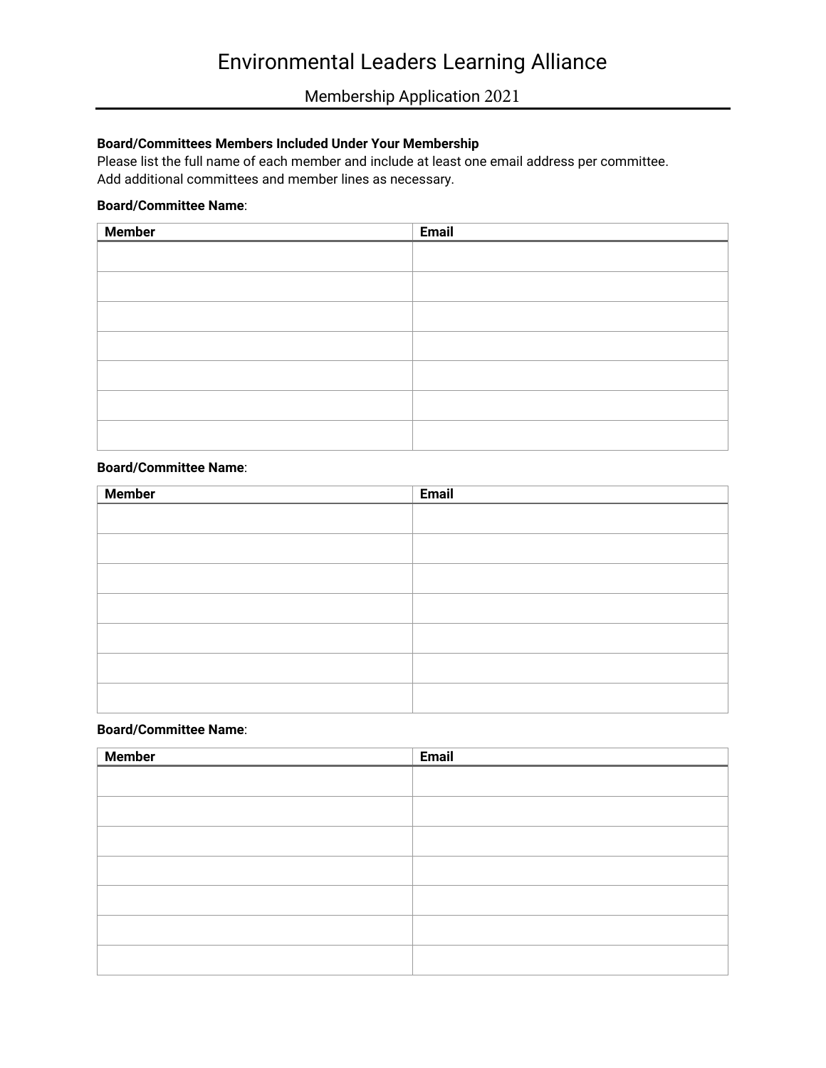# Environmental Leaders Learning Alliance

## Membership Application 2021

**Board/Committees Members Included Under Your Membership**
Please list the full name of each member and include at least one email address per committee.
Add additional committees and member lines as necessary.

**Board/Committee Name**:

| Member | Email |
| --- | --- |
| | |
| | |
| | |
| | |
| | |
| | |
| | |

**Board/Committee Name**:

| Member | Email |
| --- | --- |
| | |
| | |
| | |
| | |
| | |
| | |
| | |

**Board/Committee Name**:

| Member | Email |
| --- | --- |
| | |
| | |
| | |
| | |
| | |
| | |
| | |